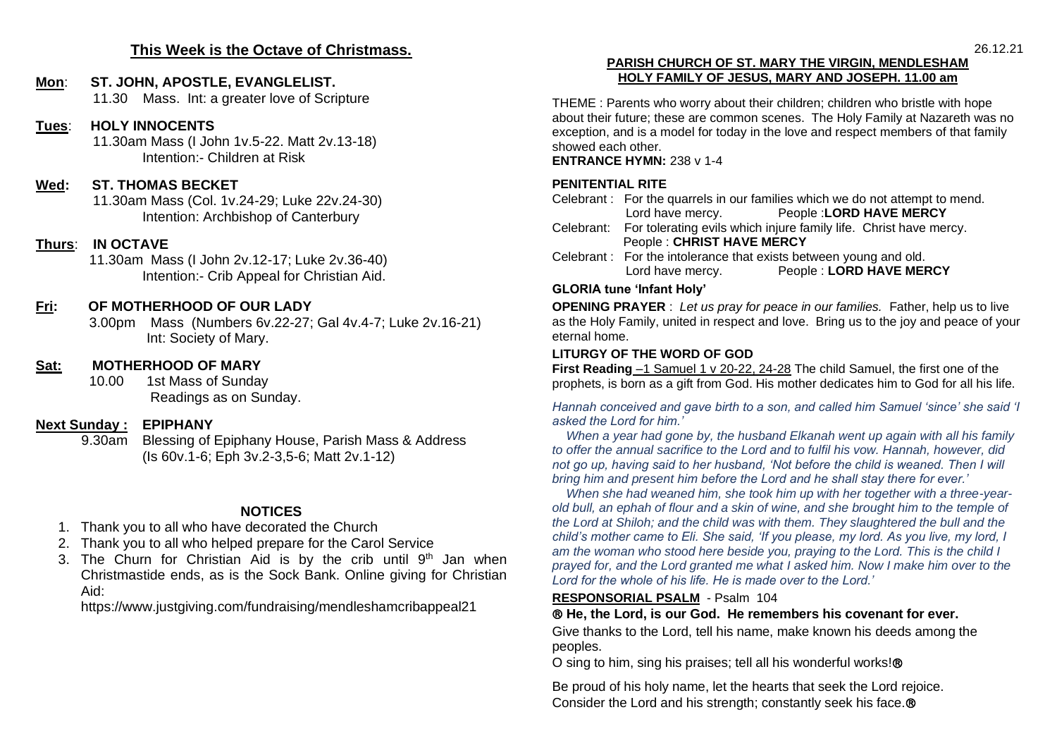## This Week is the Octave of Christmass.

**Mon**: **ST. JOHN, APOSTLE, EVANGLELIST.**
11.30 Mass. Int: a greater love of Scripture

**Tues**: **HOLY INNOCENTS**
11.30am Mass (I John 1v.5-22. Matt 2v.13-18)
Intention:- Children at Risk

**Wed: ST. THOMAS BECKET**
11.30am Mass (Col. 1v.24-29; Luke 22v.24-30)
Intention: Archbishop of Canterbury

**Thurs**: **IN OCTAVE**
11.30am Mass (I John 2v.12-17; Luke 2v.36-40)
Intention:- Crib Appeal for Christian Aid.

**Fri: OF MOTHERHOOD OF OUR LADY**
3.00pm Mass (Numbers 6v.22-27; Gal 4v.4-7; Luke 2v.16-21)
Int: Society of Mary.

**Sat: MOTHERHOOD OF MARY**
10.00 1st Mass of Sunday
Readings as on Sunday.

**Next Sunday : EPIPHANY**
9.30am Blessing of Epiphany House, Parish Mass & Address
(Is 60v.1-6; Eph 3v.2-3,5-6; Matt 2v.1-12)

### NOTICES

1. Thank you to all who have decorated the Church
2. Thank you to all who helped prepare for the Carol Service
3. The Churn for Christian Aid is by the crib until 9th Jan when Christmastide ends, as is the Sock Bank. Online giving for Christian Aid:
https://www.justgiving.com/fundraising/mendleshamcribappeal21

26.12.21

### PARISH CHURCH OF ST. MARY THE VIRGIN, MENDLESHAM
### HOLY FAMILY OF JESUS, MARY AND JOSEPH. 11.00 am

THEME : Parents who worry about their children; children who bristle with hope about their future; these are common scenes. The Holy Family at Nazareth was no exception, and is a model for today in the love and respect members of that family showed each other.

**ENTRANCE HYMN:** 238 v 1-4

**PENITENTIAL RITE**

Celebrant : For the quarrels in our families which we do not attempt to mend.
Lord have mercy. People :**LORD HAVE MERCY**

Celebrant: For tolerating evils which injure family life. Christ have mercy.
People : **CHRIST HAVE MERCY**

Celebrant : For the intolerance that exists between young and old.
Lord have mercy. People : **LORD HAVE MERCY**

**GLORIA tune 'Infant Holy'**

**OPENING PRAYER** : *Let us pray for peace in our families.* Father, help us to live as the Holy Family, united in respect and love. Bring us to the joy and peace of your eternal home.

**LITURGY OF THE WORD OF GOD**

**First Reading** –1 Samuel 1 v 20-22, 24-28 The child Samuel, the first one of the prophets, is born as a gift from God. His mother dedicates him to God for all his life.

*Hannah conceived and gave birth to a son, and called him Samuel 'since' she said 'I asked the Lord for him.'*

*When a year had gone by, the husband Elkanah went up again with all his family to offer the annual sacrifice to the Lord and to fulfil his vow. Hannah, however, did not go up, having said to her husband, 'Not before the child is weaned. Then I will bring him and present him before the Lord and he shall stay there for ever.'*

*When she had weaned him, she took him up with her together with a three-year-old bull, an ephah of flour and a skin of wine, and she brought him to the temple of the Lord at Shiloh; and the child was with them. They slaughtered the bull and the child's mother came to Eli. She said, 'If you please, my lord. As you live, my lord, I am the woman who stood here beside you, praying to the Lord. This is the child I prayed for, and the Lord granted me what I asked him. Now I make him over to the Lord for the whole of his life. He is made over to the Lord.'*

**RESPONSORIAL PSALM** - Psalm 104

**℟ He, the Lord, is our God. He remembers his covenant for ever.**

Give thanks to the Lord, tell his name, make known his deeds among the peoples.
O sing to him, sing his praises; tell all his wonderful works!℟

Be proud of his holy name, let the hearts that seek the Lord rejoice.
Consider the Lord and his strength; constantly seek his face.℟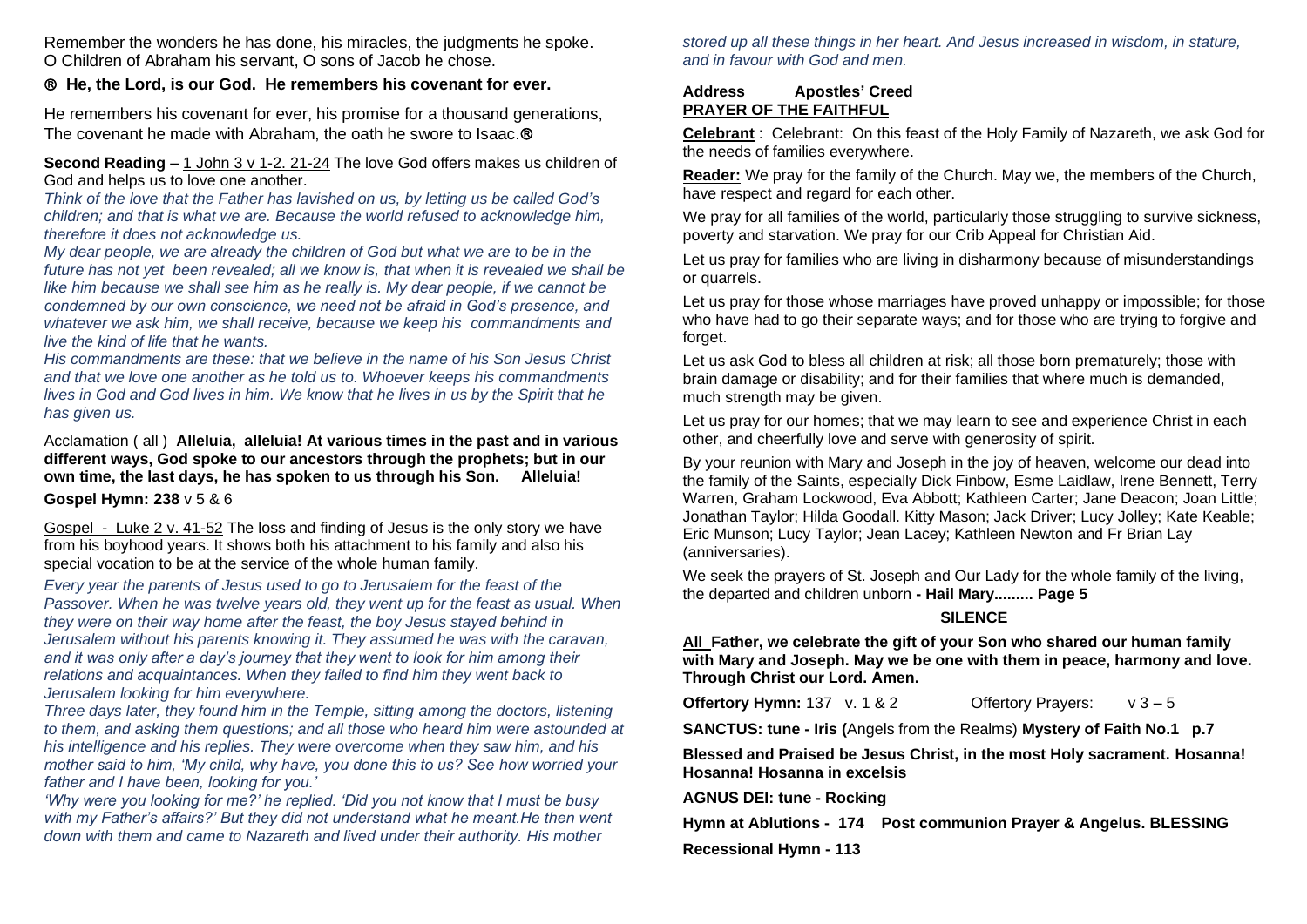Remember the wonders he has done, his miracles, the judgments he spoke.
O Children of Abraham his servant, O sons of Jacob he chose.

**® He, the Lord, is our God. He remembers his covenant for ever.**

He remembers his covenant for ever, his promise for a thousand generations,
The covenant he made with Abraham, the oath he swore to Isaac.®

**Second Reading** – 1 John 3 v 1-2. 21-24 The love God offers makes us children of God and helps us to love one another.

*Think of the love that the Father has lavished on us, by letting us be called God's children; and that is what we are. Because the world refused to acknowledge him, therefore it does not acknowledge us.*

*My dear people, we are already the children of God but what we are to be in the future has not yet been revealed; all we know is, that when it is revealed we shall be like him because we shall see him as he really is. My dear people, if we cannot be condemned by our own conscience, we need not be afraid in God's presence, and whatever we ask him, we shall receive, because we keep his commandments and live the kind of life that he wants.*

*His commandments are these: that we believe in the name of his Son Jesus Christ and that we love one another as he told us to. Whoever keeps his commandments lives in God and God lives in him. We know that he lives in us by the Spirit that he has given us.*

Acclamation ( all ) **Alleluia, alleluia! At various times in the past and in various different ways, God spoke to our ancestors through the prophets; but in our own time, the last days, he has spoken to us through his Son. Alleluia!**

**Gospel Hymn: 238** v 5 & 6

Gospel - Luke 2 v. 41-52 The loss and finding of Jesus is the only story we have from his boyhood years. It shows both his attachment to his family and also his special vocation to be at the service of the whole human family.

*Every year the parents of Jesus used to go to Jerusalem for the feast of the Passover. When he was twelve years old, they went up for the feast as usual. When they were on their way home after the feast, the boy Jesus stayed behind in Jerusalem without his parents knowing it. They assumed he was with the caravan, and it was only after a day's journey that they went to look for him among their relations and acquaintances. When they failed to find him they went back to Jerusalem looking for him everywhere.*

*Three days later, they found him in the Temple, sitting among the doctors, listening to them, and asking them questions; and all those who heard him were astounded at his intelligence and his replies. They were overcome when they saw him, and his mother said to him, 'My child, why have, you done this to us? See how worried your father and I have been, looking for you.'*

*'Why were you looking for me?' he replied. 'Did you not know that I must be busy with my Father's affairs?' But they did not understand what he meant.He then went down with them and came to Nazareth and lived under their authority. His mother stored up all these things in her heart. And Jesus increased in wisdom, in stature, and in favour with God and men.*

**Address Apostles' Creed**

**PRAYER OF THE FAITHFUL**

**Celebrant** : Celebrant: On this feast of the Holy Family of Nazareth, we ask God for the needs of families everywhere.

**Reader:** We pray for the family of the Church. May we, the members of the Church, have respect and regard for each other.

We pray for all families of the world, particularly those struggling to survive sickness, poverty and starvation. We pray for our Crib Appeal for Christian Aid.

Let us pray for families who are living in disharmony because of misunderstandings or quarrels.

Let us pray for those whose marriages have proved unhappy or impossible; for those who have had to go their separate ways; and for those who are trying to forgive and forget.

Let us ask God to bless all children at risk; all those born prematurely; those with brain damage or disability; and for their families that where much is demanded, much strength may be given.

Let us pray for our homes; that we may learn to see and experience Christ in each other, and cheerfully love and serve with generosity of spirit.

By your reunion with Mary and Joseph in the joy of heaven, welcome our dead into the family of the Saints, especially Dick Finbow, Esme Laidlaw, Irene Bennett, Terry Warren, Graham Lockwood, Eva Abbott; Kathleen Carter; Jane Deacon; Joan Little; Jonathan Taylor; Hilda Goodall. Kitty Mason; Jack Driver; Lucy Jolley; Kate Keable; Eric Munson; Lucy Taylor; Jean Lacey; Kathleen Newton and Fr Brian Lay (anniversaries).

We seek the prayers of St. Joseph and Our Lady for the whole family of the living, the departed and children unborn **- Hail Mary......... Page 5**

**SILENCE**

**All Father, we celebrate the gift of your Son who shared our human family with Mary and Joseph. May we be one with them in peace, harmony and love. Through Christ our Lord. Amen.**

**Offertory Hymn:** 137 v. 1 & 2 Offertory Prayers: v 3 – 5

**SANCTUS: tune - Iris (**Angels from the Realms) **Mystery of Faith No.1 p.7**

**Blessed and Praised be Jesus Christ, in the most Holy sacrament. Hosanna! Hosanna! Hosanna in excelsis**

**AGNUS DEI: tune - Rocking**

**Hymn at Ablutions - 174 Post communion Prayer & Angelus. BLESSING**

**Recessional Hymn - 113**